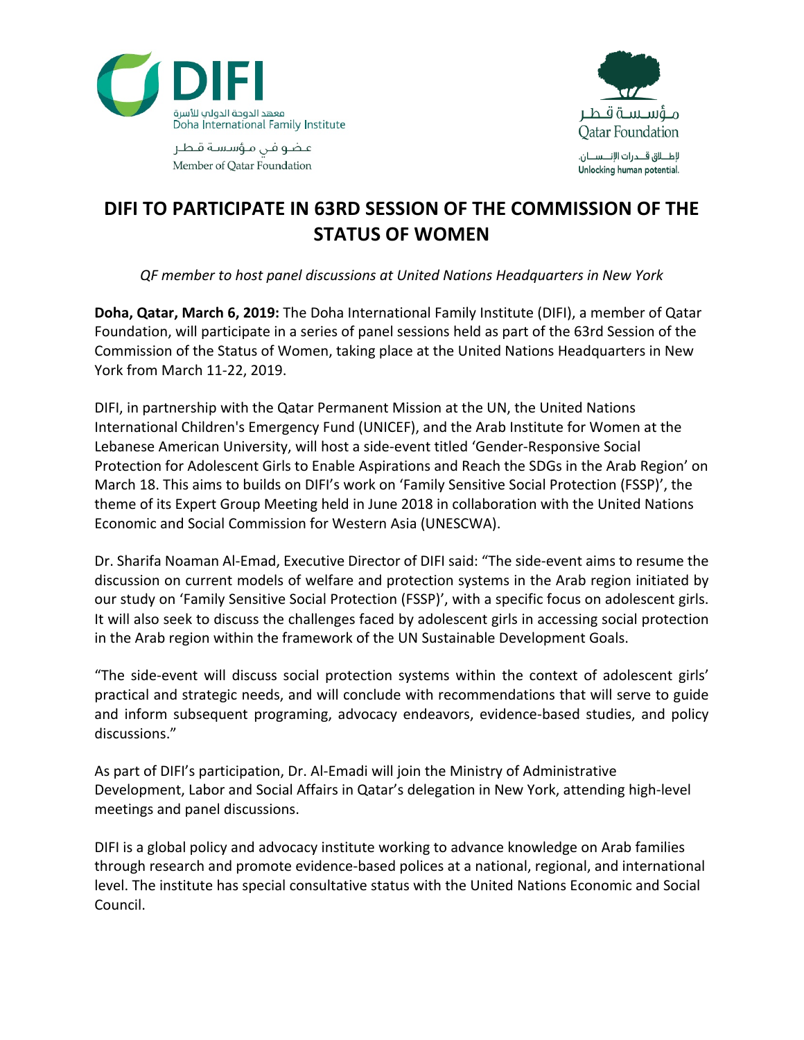معهد الدوحة الدولي للأسرة
Doha International Family Institute

عضو في مؤسسة قطر
Member of Qatar Foundation

مؤسسة قطر
Qatar Foundation

لإطلاق قدرات الإنسان.
Unlocking human potential.

# DIFI TO PARTICIPATE IN 63RD SESSION OF THE COMMISSION OF THE STATUS OF WOMEN

*QF member to host panel discussions at United Nations Headquarters in New York*

**Doha, Qatar, March 6, 2019:** The Doha International Family Institute (DIFI), a member of Qatar Foundation, will participate in a series of panel sessions held as part of the 63rd Session of the Commission of the Status of Women, taking place at the United Nations Headquarters in New York from March 11-22, 2019.

DIFI, in partnership with the Qatar Permanent Mission at the UN, the United Nations International Children's Emergency Fund (UNICEF), and the Arab Institute for Women at the Lebanese American University, will host a side-event titled 'Gender-Responsive Social Protection for Adolescent Girls to Enable Aspirations and Reach the SDGs in the Arab Region' on March 18. This aims to builds on DIFI's work on 'Family Sensitive Social Protection (FSSP)', the theme of its Expert Group Meeting held in June 2018 in collaboration with the United Nations Economic and Social Commission for Western Asia (UNESCWA).

Dr. Sharifa Noaman Al-Emad, Executive Director of DIFI said: "The side-event aims to resume the discussion on current models of welfare and protection systems in the Arab region initiated by our study on 'Family Sensitive Social Protection (FSSP)', with a specific focus on adolescent girls. It will also seek to discuss the challenges faced by adolescent girls in accessing social protection in the Arab region within the framework of the UN Sustainable Development Goals.

"The side-event will discuss social protection systems within the context of adolescent girls' practical and strategic needs, and will conclude with recommendations that will serve to guide and inform subsequent programing, advocacy endeavors, evidence-based studies, and policy discussions."

As part of DIFI's participation, Dr. Al-Emadi will join the Ministry of Administrative Development, Labor and Social Affairs in Qatar's delegation in New York, attending high-level meetings and panel discussions.

DIFI is a global policy and advocacy institute working to advance knowledge on Arab families through research and promote evidence-based polices at a national, regional, and international level. The institute has special consultative status with the United Nations Economic and Social Council.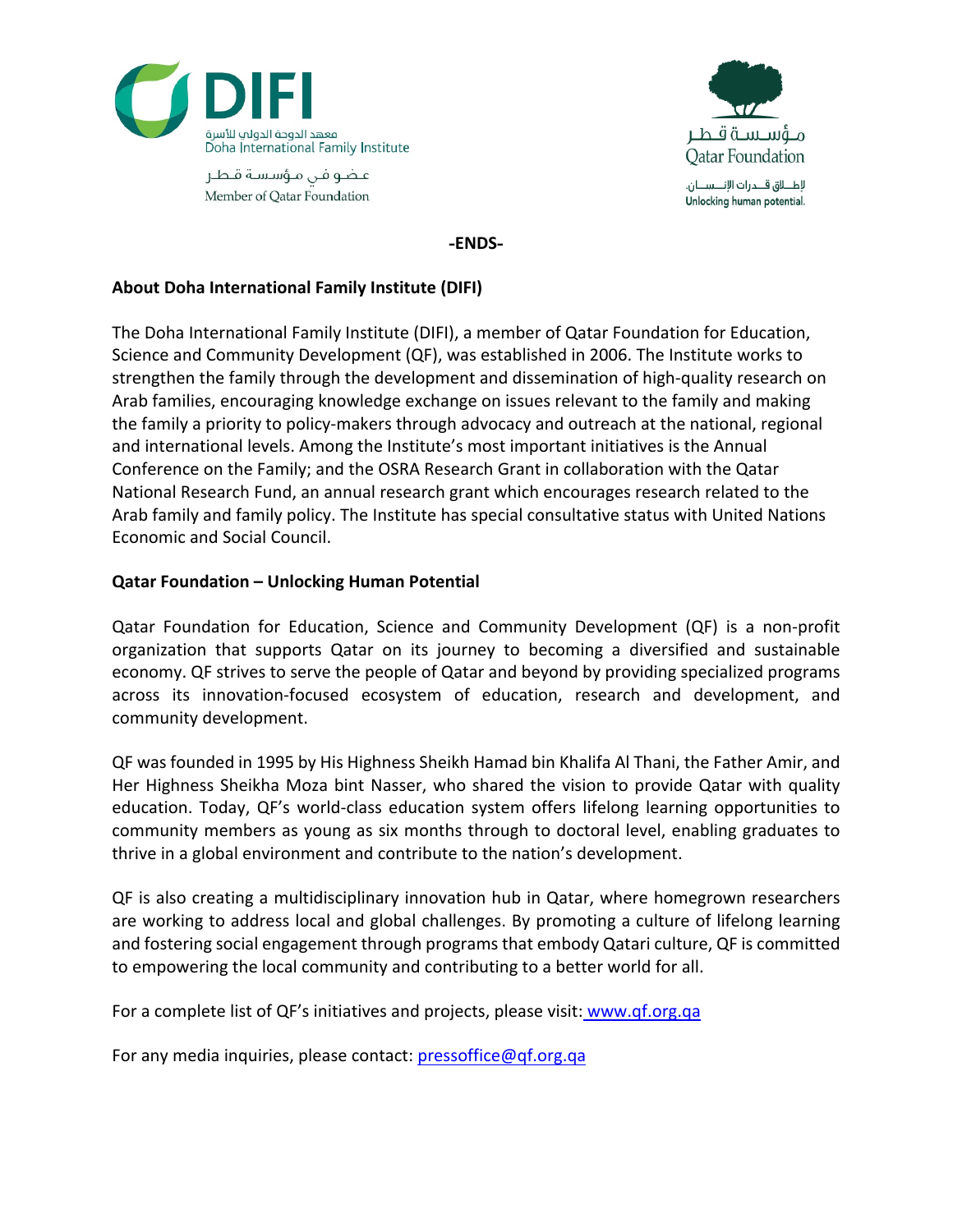-ENDS-

**About Doha International Family Institute (DIFI)**

The Doha International Family Institute (DIFI), a member of Qatar Foundation for Education, Science and Community Development (QF), was established in 2006. The Institute works to strengthen the family through the development and dissemination of high-quality research on Arab families, encouraging knowledge exchange on issues relevant to the family and making the family a priority to policy-makers through advocacy and outreach at the national, regional and international levels. Among the Institute's most important initiatives is the Annual Conference on the Family; and the OSRA Research Grant in collaboration with the Qatar National Research Fund, an annual research grant which encourages research related to the Arab family and family policy. The Institute has special consultative status with United Nations Economic and Social Council.

**Qatar Foundation – Unlocking Human Potential**

Qatar Foundation for Education, Science and Community Development (QF) is a non-profit organization that supports Qatar on its journey to becoming a diversified and sustainable economy. QF strives to serve the people of Qatar and beyond by providing specialized programs across its innovation-focused ecosystem of education, research and development, and community development.

QF was founded in 1995 by His Highness Sheikh Hamad bin Khalifa Al Thani, the Father Amir, and Her Highness Sheikha Moza bint Nasser, who shared the vision to provide Qatar with quality education. Today, QF's world-class education system offers lifelong learning opportunities to community members as young as six months through to doctoral level, enabling graduates to thrive in a global environment and contribute to the nation's development.

QF is also creating a multidisciplinary innovation hub in Qatar, where homegrown researchers are working to address local and global challenges. By promoting a culture of lifelong learning and fostering social engagement through programs that embody Qatari culture, QF is committed to empowering the local community and contributing to a better world for all.

For a complete list of QF's initiatives and projects, please visit: [www.qf.org.qa](http://www.qf.org.qa)

For any media inquiries, please contact: [pressoffice@qf.org.qa](mailto:pressoffice@qf.org.qa)